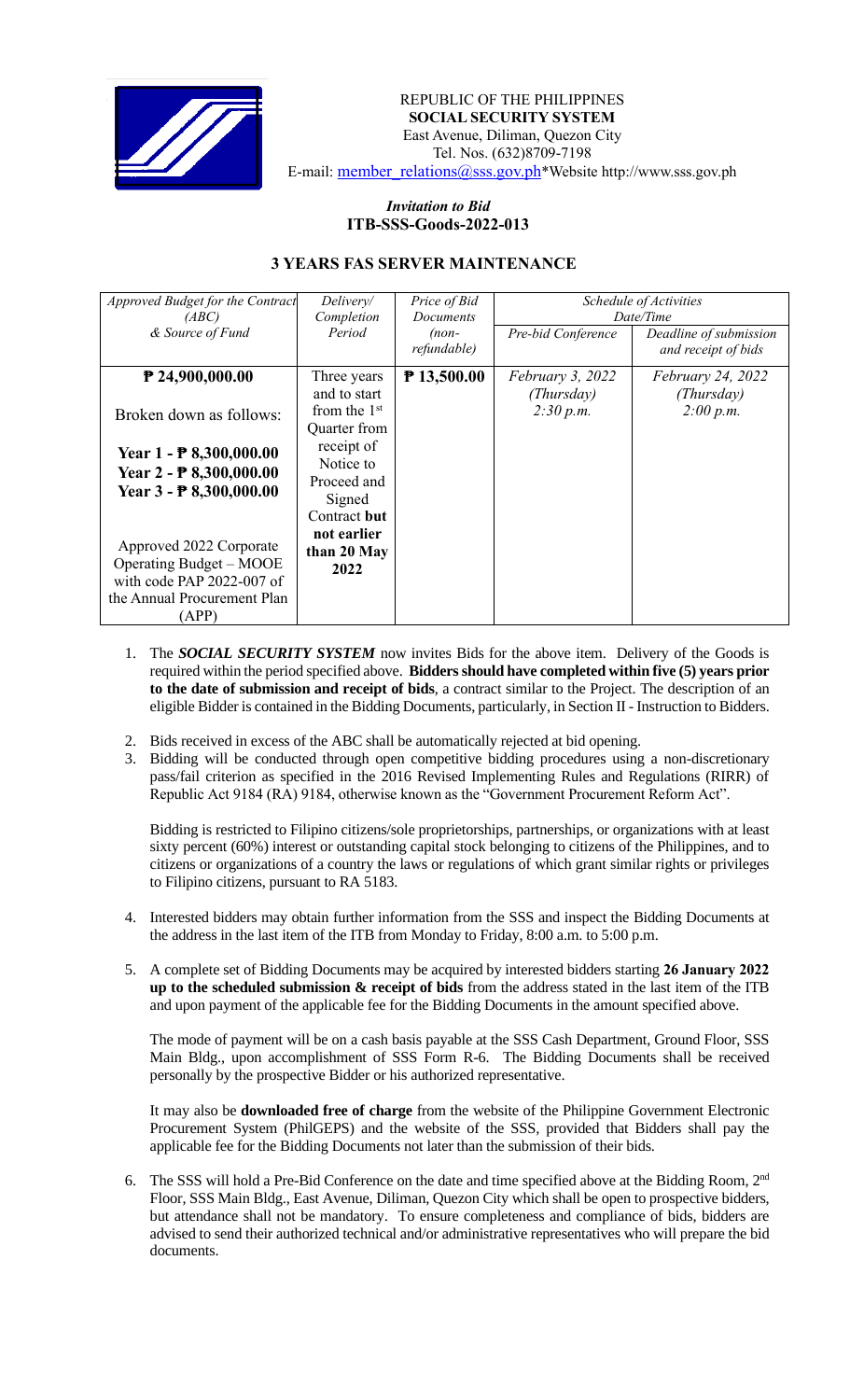REPUBLIC OF THE PHILIPPINES
**SOCIAL SECURITY SYSTEM**
East Avenue, Diliman, Quezon City
Tel. Nos. (632)8709-7198
E-mail: member_relations@sss.gov.ph*Website http://www.sss.gov.ph

***Invitation to Bid***
**ITB-SSS-Goods-2022-013**

## 3 YEARS FAS SERVER MAINTENANCE

| *Approved Budget for the Contract (ABC) & Source of Fund* | *Delivery/ Completion Period* | *Price of Bid Documents (non-refundable)* | *Schedule of Activities Date/Time* | |
|---|---|---|---|---|
| | | | *Pre-bid Conference* | *Deadline of submission and receipt of bids* |
| **₱ 24,900,000.00**<br><br>Broken down as follows:<br><br>**Year 1 - ₱ 8,300,000.00**<br>**Year 2 - ₱ 8,300,000.00**<br>**Year 3 - ₱ 8,300,000.00**<br><br>Approved 2022 Corporate Operating Budget – MOOE with code PAP 2022-007 of the Annual Procurement Plan (APP) | Three years and to start from the 1st Quarter from receipt of Notice to Proceed and Signed Contract **but not earlier than 20 May 2022** | **₱ 13,500.00** | *February 3, 2022 (Thursday) 2:30 p.m.* | *February 24, 2022 (Thursday) 2:00 p.m.* |

1. The ***SOCIAL SECURITY SYSTEM*** now invites Bids for the above item. Delivery of the Goods is required within the period specified above. **Bidders should have completed within five (5) years prior to the date of submission and receipt of bids**, a contract similar to the Project. The description of an eligible Bidder is contained in the Bidding Documents, particularly, in Section II - Instruction to Bidders.

2. Bids received in excess of the ABC shall be automatically rejected at bid opening.

3. Bidding will be conducted through open competitive bidding procedures using a non-discretionary pass/fail criterion as specified in the 2016 Revised Implementing Rules and Regulations (RIRR) of Republic Act 9184 (RA) 9184, otherwise known as the "Government Procurement Reform Act".

   Bidding is restricted to Filipino citizens/sole proprietorships, partnerships, or organizations with at least sixty percent (60%) interest or outstanding capital stock belonging to citizens of the Philippines, and to citizens or organizations of a country the laws or regulations of which grant similar rights or privileges to Filipino citizens, pursuant to RA 5183.

4. Interested bidders may obtain further information from the SSS and inspect the Bidding Documents at the address in the last item of the ITB from Monday to Friday, 8:00 a.m. to 5:00 p.m.

5. A complete set of Bidding Documents may be acquired by interested bidders starting **26 January 2022 up to the scheduled submission & receipt of bids** from the address stated in the last item of the ITB and upon payment of the applicable fee for the Bidding Documents in the amount specified above.

   The mode of payment will be on a cash basis payable at the SSS Cash Department, Ground Floor, SSS Main Bldg., upon accomplishment of SSS Form R-6. The Bidding Documents shall be received personally by the prospective Bidder or his authorized representative.

   It may also be **downloaded free of charge** from the website of the Philippine Government Electronic Procurement System (PhilGEPS) and the website of the SSS, provided that Bidders shall pay the applicable fee for the Bidding Documents not later than the submission of their bids.

6. The SSS will hold a Pre-Bid Conference on the date and time specified above at the Bidding Room, 2nd Floor, SSS Main Bldg., East Avenue, Diliman, Quezon City which shall be open to prospective bidders, but attendance shall not be mandatory. To ensure completeness and compliance of bids, bidders are advised to send their authorized technical and/or administrative representatives who will prepare the bid documents.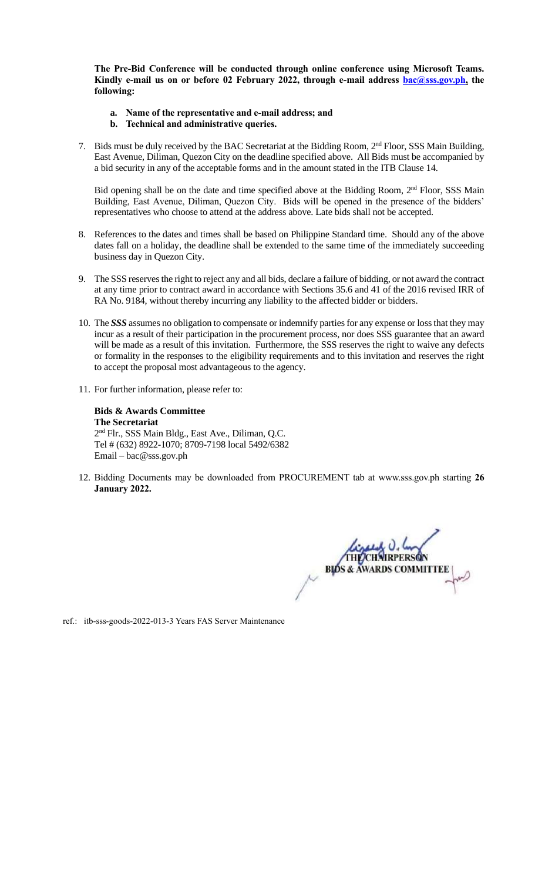**The Pre-Bid Conference will be conducted through online conference using Microsoft Teams. Kindly e-mail us on or before 02 February 2022, through e-mail address bac@sss.gov.ph, the following:**

- **a. Name of the representative and e-mail address; and**
- **b. Technical and administrative queries.**

7. Bids must be duly received by the BAC Secretariat at the Bidding Room, 2nd Floor, SSS Main Building, East Avenue, Diliman, Quezon City on the deadline specified above. All Bids must be accompanied by a bid security in any of the acceptable forms and in the amount stated in the ITB Clause 14.

   Bid opening shall be on the date and time specified above at the Bidding Room, 2nd Floor, SSS Main Building, East Avenue, Diliman, Quezon City. Bids will be opened in the presence of the bidders' representatives who choose to attend at the address above. Late bids shall not be accepted.

8. References to the dates and times shall be based on Philippine Standard time. Should any of the above dates fall on a holiday, the deadline shall be extended to the same time of the immediately succeeding business day in Quezon City.

9. The SSS reserves the right to reject any and all bids, declare a failure of bidding, or not award the contract at any time prior to contract award in accordance with Sections 35.6 and 41 of the 2016 revised IRR of RA No. 9184, without thereby incurring any liability to the affected bidder or bidders.

10. The ***SSS*** assumes no obligation to compensate or indemnify parties for any expense or loss that they may incur as a result of their participation in the procurement process, nor does SSS guarantee that an award will be made as a result of this invitation. Furthermore, the SSS reserves the right to waive any defects or formality in the responses to the eligibility requirements and to this invitation and reserves the right to accept the proposal most advantageous to the agency.

11. For further information, please refer to:

    **Bids & Awards Committee**
    **The Secretariat**
    2nd Flr., SSS Main Bldg., East Ave., Diliman, Q.C.
    Tel # (632) 8922-1070; 8709-7198 local 5492/6382
    Email – bac@sss.gov.ph

12. Bidding Documents may be downloaded from PROCUREMENT tab at www.sss.gov.ph starting **26 January 2022.**

**THE CHAIRPERSON**
**BIDS & AWARDS COMMITTEE**

ref.: itb-sss-goods-2022-013-3 Years FAS Server Maintenance